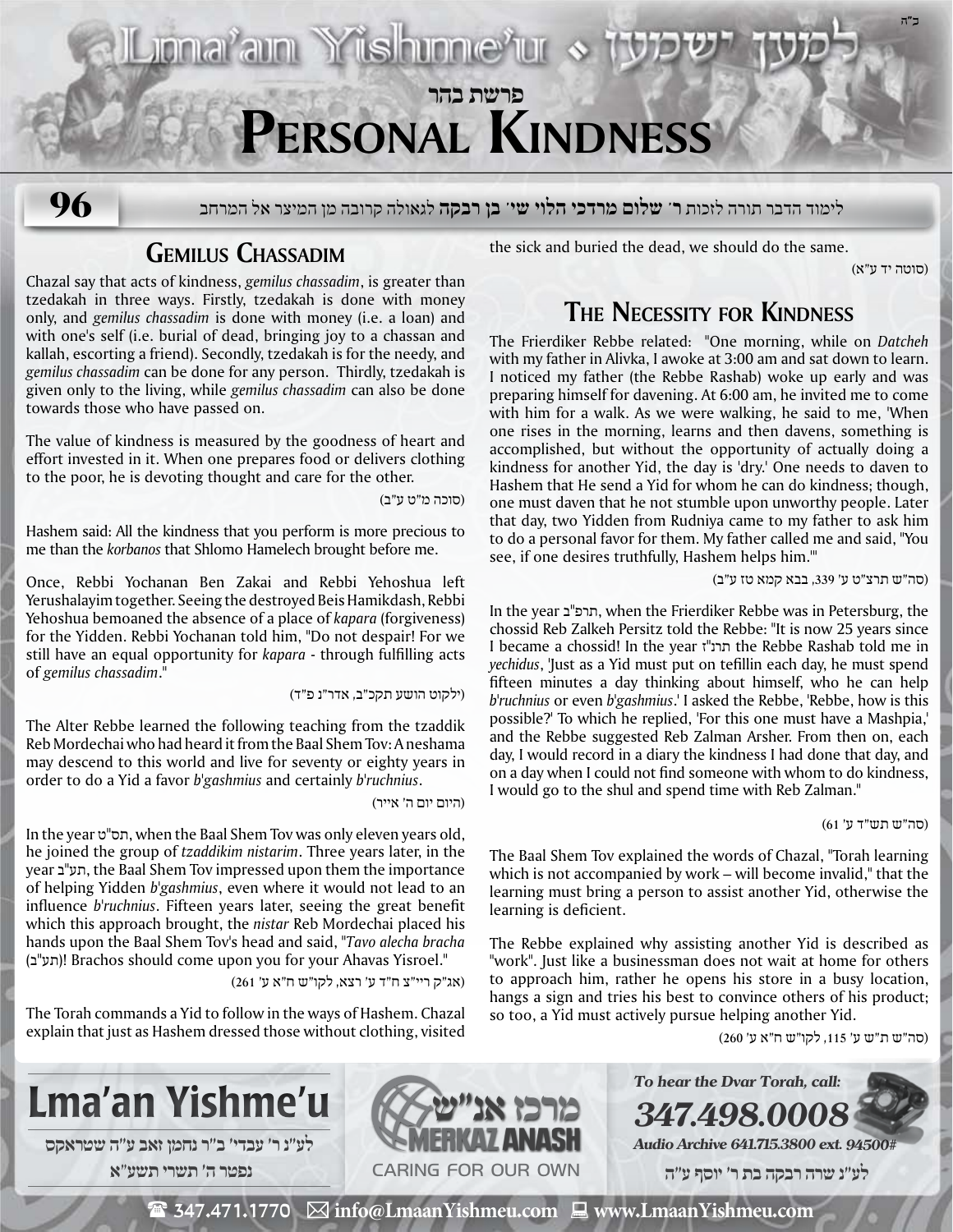# פרשת בהר

# Personal Kindness

## 96

לימוד הדבר תורה לזכות **ר' שלום מרדכי הלוי שי' בן רבקה** לגאולה קרובה מן המיצר אל המרחב

## Gemilus Chassadim

Chazal say that acts of kindness, *gemilus chassadim*, is greater than tzedakah in three ways. Firstly, tzedakah is done with money only, and *gemilus chassadim* is done with money (i.e. a loan) and with one's self (i.e. burial of dead, bringing joy to a chassan and kallah, escorting a friend). Secondly, tzedakah is for the needy, and *gemilus chassadim* can be done for any person. Thirdly, tzedakah is given only to the living, while *gemilus chassadim* can also be done towards those who have passed on.

The value of kindness is measured by the goodness of heart and effort invested in it. When one prepares food or delivers clothing to the poor, he is devoting thought and care for the other.

(סוכה מ"ט ע"ב)

Hashem said: All the kindness that you perform is more precious to me than the *korbanos* that Shlomo Hamelech brought before me.

Once, Rebbi Yochanan Ben Zakai and Rebbi Yehoshua left Yerushalayim together. Seeing the destroyed Beis Hamikdash, Rebbi Yehoshua bemoaned the absence of a place of *kapara* (forgiveness) for the Yidden. Rebbi Yochanan told him, "Do not despair! For we still have an equal opportunity for *kapara* - through fulfilling acts of *gemilus chassadim*."

(ילקוט הושע תקכ"ב, אדר"נ פ"ד)

The Alter Rebbe learned the following teaching from the tzaddik Reb Mordechai who had heard it from the Baal Shem Tov: A neshama may descend to this world and live for seventy or eighty years in order to do a Yid a favor *b'gashmius* and certainly *b'ruchnius*.

(היום יום ה' אייר)

In the year תס"ט, when the Baal Shem Tov was only eleven years old, he joined the group of *tzaddikim nistarim*. Three years later, in the year תע"ב, the Baal Shem Tov impressed upon them the importance of helping Yidden *b'gashmius*, even where it would not lead to an influence *b'ruchnius*. Fifteen years later, seeing the great benefit which this approach brought, the *nistar* Reb Mordechai placed his hands upon the Baal Shem Tov's head and said, "*Tavo alecha bracha* (תע"ב)! Brachos should come upon you for your Ahavas Yisroel."

(אג"ק ריי"צ ח"ד ע' רצא, לקו"ש ח"א ע' 261)

The Torah commands a Yid to follow in the ways of Hashem. Chazal explain that just as Hashem dressed those without clothing, visited the sick and buried the dead, we should do the same.

(סוטה יד ע"א)

## The Necessity for Kindness

The Frierdiker Rebbe related: "One morning, while on *Datcheh* with my father in Alivka, I awoke at 3:00 am and sat down to learn. I noticed my father (the Rebbe Rashab) woke up early and was preparing himself for davening. At 6:00 am, he invited me to come with him for a walk. As we were walking, he said to me, 'When one rises in the morning, learns and then davens, something is accomplished, but without the opportunity of actually doing a kindness for another Yid, the day is 'dry.' One needs to daven to Hashem that He send a Yid for whom he can do kindness; though, one must daven that he not stumble upon unworthy people. Later that day, two Yidden from Rudniya came to my father to ask him to do a personal favor for them. My father called me and said, "You see, if one desires truthfully, Hashem helps him.'"

(סה"ש תרצ"ט ע' 339, בבא קמא טז ע"ב)

In the year תרפ"ב, when the Frierdiker Rebbe was in Petersburg, the chossid Reb Zalkeh Persitz told the Rebbe: "It is now 25 years since I became a chossid! In the year תרנ"ז the Rebbe Rashab told me in *yechidus*, 'Just as a Yid must put on tefillin each day, he must spend fifteen minutes a day thinking about himself, who he can help *b'ruchnius* or even *b'gashmius*.' I asked the Rebbe, 'Rebbe, how is this possible?' To which he replied, 'For this one must have a Mashpia,' and the Rebbe suggested Reb Zalman Arsher. From then on, each day, I would record in a diary the kindness I had done that day, and on a day when I could not find someone with whom to do kindness, I would go to the shul and spend time with Reb Zalman."

(סה"ש תש"ד ע' 61)

The Baal Shem Tov explained the words of Chazal, "Torah learning which is not accompanied by work – will become invalid," that the learning must bring a person to assist another Yid, otherwise the learning is deficient.

The Rebbe explained why assisting another Yid is described as "work". Just like a businessman does not wait at home for others to approach him, rather he opens his store in a busy location, hangs a sign and tries his best to convince others of his product; so too, a Yid must actively pursue helping another Yid.

(סה"ש ת"ש ע' 115, לקו"ש ח"א ע' 260)

**Lma'an Yishme'u**

לע"נ ר' עבדי' ב"ר נחמן זאב ע"ה שטראקס
נפטר ה' תשרי תשע"א

מרכז אנ"ש
MERKAZ ANASH
CARING FOR OUR OWN

*To hear the Dvar Torah, call:*
**347.498.0008**
*Audio Archive 641.715.3800 ext. 94500#*

לע"נ שרה רבקה בת ר' יוסף ע"ה

347.471.1770 | info@LmaanYishmeu.com | www.LmaanYishmeu.com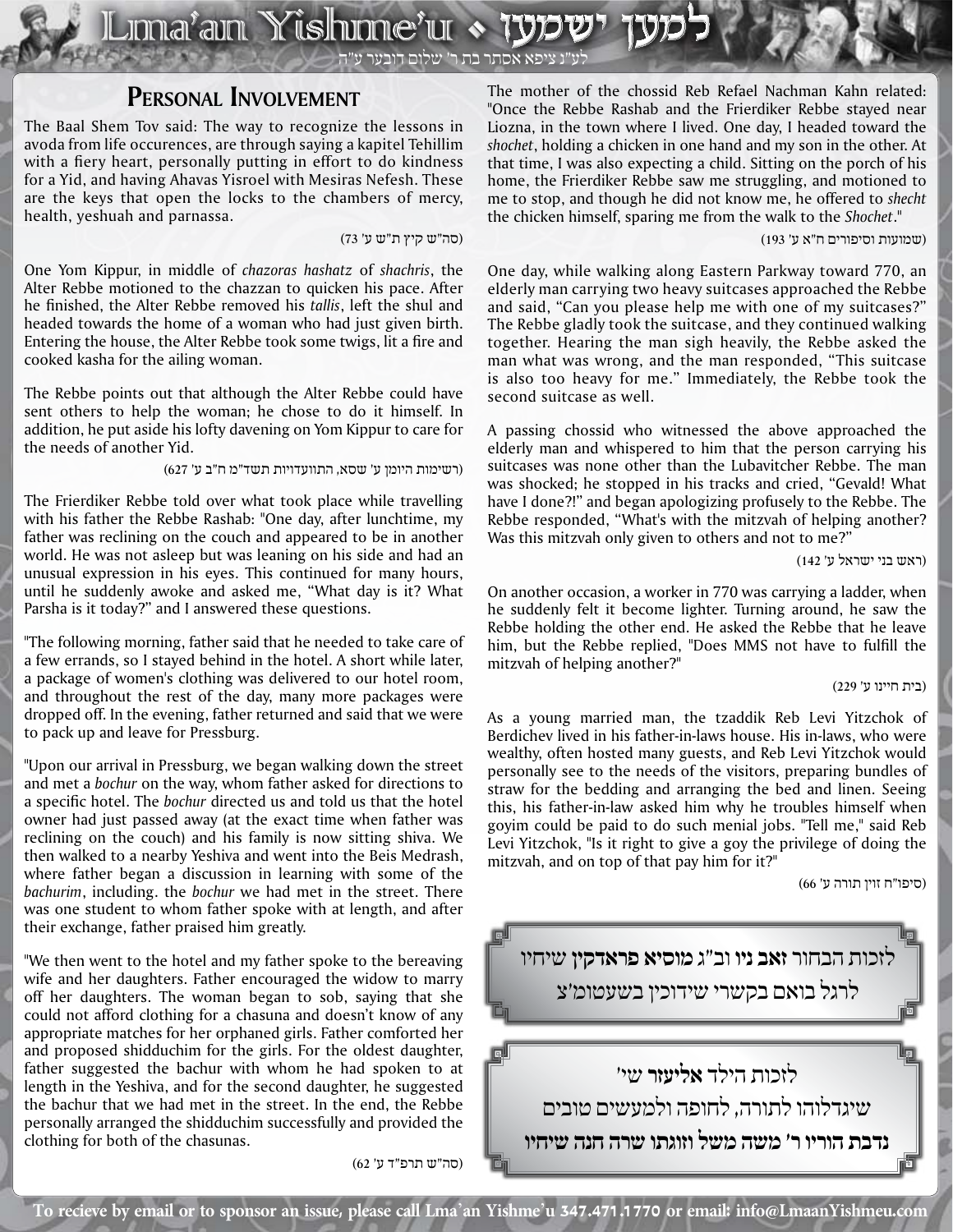## Personal Involvement

The Baal Shem Tov said: The way to recognize the lessons in avoda from life occurences, are through saying a kapitel Tehillim with a fiery heart, personally putting in effort to do kindness for a Yid, and having Ahavas Yisroel with Mesiras Nefesh. These are the keys that open the locks to the chambers of mercy, health, yeshuah and parnassa.

(סה"ש קיץ ת"ש ע' 73)

One Yom Kippur, in middle of *chazoras hashatz* of *shachris*, the Alter Rebbe motioned to the chazzan to quicken his pace. After he finished, the Alter Rebbe removed his *tallis*, left the shul and headed towards the home of a woman who had just given birth. Entering the house, the Alter Rebbe took some twigs, lit a fire and cooked kasha for the ailing woman.

The Rebbe points out that although the Alter Rebbe could have sent others to help the woman; he chose to do it himself. In addition, he put aside his lofty davening on Yom Kippur to care for the needs of another Yid.

(רשימות היומן ע' שסא, התוועדויות תשד"מ ח"ב ע' 627)

The Frierdiker Rebbe told over what took place while travelling with his father the Rebbe Rashab: "One day, after lunchtime, my father was reclining on the couch and appeared to be in another world. He was not asleep but was leaning on his side and had an unusual expression in his eyes. This continued for many hours, until he suddenly awoke and asked me, "What day is it? What Parsha is it today?" and I answered these questions.

"The following morning, father said that he needed to take care of a few errands, so I stayed behind in the hotel. A short while later, a package of women's clothing was delivered to our hotel room, and throughout the rest of the day, many more packages were dropped off. In the evening, father returned and said that we were to pack up and leave for Pressburg.

"Upon our arrival in Pressburg, we began walking down the street and met a *bochur* on the way, whom father asked for directions to a specific hotel. The *bochur* directed us and told us that the hotel owner had just passed away (at the exact time when father was reclining on the couch) and his family is now sitting shiva. We then walked to a nearby Yeshiva and went into the Beis Medrash, where father began a discussion in learning with some of the *bachurim*, including. the *bochur* we had met in the street. There was one student to whom father spoke with at length, and after their exchange, father praised him greatly.

"We then went to the hotel and my father spoke to the bereaving wife and her daughters. Father encouraged the widow to marry off her daughters. The woman began to sob, saying that she could not afford clothing for a chasuna and doesn't know of any appropriate matches for her orphaned girls. Father comforted her and proposed shidduchim for the girls. For the oldest daughter, father suggested the bachur with whom he had spoken to at length in the Yeshiva, and for the second daughter, he suggested the bachur that we had met in the street. In the end, the Rebbe personally arranged the shidduchim successfully and provided the clothing for both of the chasunas.

(סה"ש תרפ"ד ע' 62)

The mother of the chossid Reb Refael Nachman Kahn related: "Once the Rebbe Rashab and the Frierdiker Rebbe stayed near Liozna, in the town where I lived. One day, I headed toward the *shochet*, holding a chicken in one hand and my son in the other. At that time, I was also expecting a child. Sitting on the porch of his home, the Frierdiker Rebbe saw me struggling, and motioned to me to stop, and though he did not know me, he offered to *shecht* the chicken himself, sparing me from the walk to the *Shochet*."

(שמועות וסיפורים ח"א ע' 193)

One day, while walking along Eastern Parkway toward 770, an elderly man carrying two heavy suitcases approached the Rebbe and said, "Can you please help me with one of my suitcases?" The Rebbe gladly took the suitcase, and they continued walking together. Hearing the man sigh heavily, the Rebbe asked the man what was wrong, and the man responded, "This suitcase is also too heavy for me." Immediately, the Rebbe took the second suitcase as well.

A passing chossid who witnessed the above approached the elderly man and whispered to him that the person carrying his suitcases was none other than the Lubavitcher Rebbe. The man was shocked; he stopped in his tracks and cried, "Gevald! What have I done?!" and began apologizing profusely to the Rebbe. The Rebbe responded, "What's with the mitzvah of helping another? Was this mitzvah only given to others and not to me?"

(ראש בני ישראל ע' 142)

On another occasion, a worker in 770 was carrying a ladder, when he suddenly felt it become lighter. Turning around, he saw the Rebbe holding the other end. He asked the Rebbe that he leave him, but the Rebbe replied, "Does MMS not have to fulfill the mitzvah of helping another?"

(בית חיינו ע' 229)

As a young married man, the tzaddik Reb Levi Yitzchok of Berdichev lived in his father-in-laws house. His in-laws, who were wealthy, often hosted many guests, and Reb Levi Yitzchok would personally see to the needs of the visitors, preparing bundles of straw for the bedding and arranging the bed and linen. Seeing this, his father-in-law asked him why he troubles himself when goyim could be paid to do such menial jobs. "Tell me," said Reb Levi Yitzchok, "Is it right to give a goy the privilege of doing the mitzvah, and on top of that pay him for it?"

(סיפו"ח זוין תורה ע' 66)

לזכות הבחור **זאב ניו** וב"ג **מוסיא פראדקין** שיחיו
לרגל בואם בקשרי שידוכין בשעטומ"צ

לזכות הילד **אליעזר** שי'
שיגדלוהו לתורה, לחופה ולמעשים טובים
**נדבת הוריו ר' משה משל וזוגתו שרה חנה שיחיו**

**To recieve by email or to sponsor an issue, please call Lma'an Yishme'u 347.471.1770 or email: info@LmaanYishmeu.com**